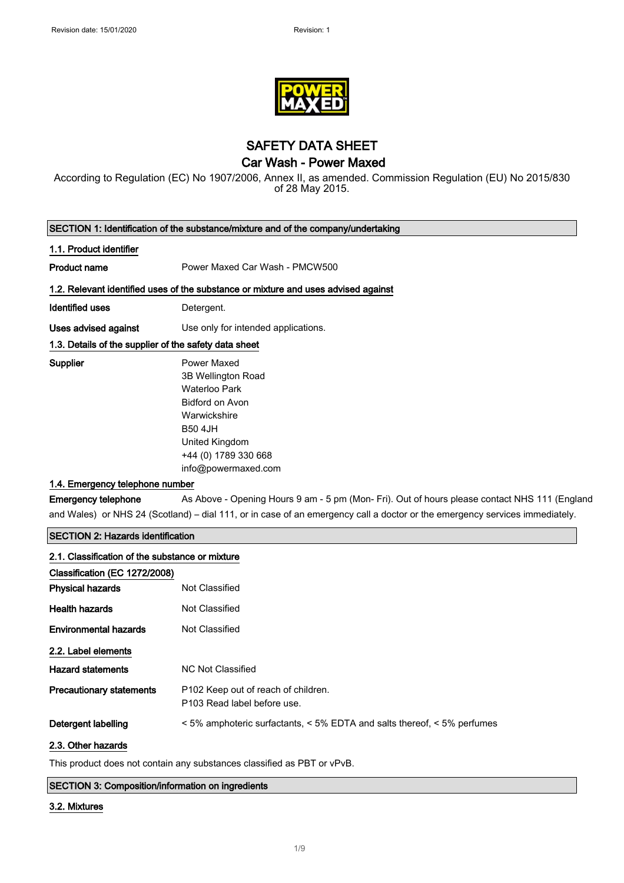Revision date: 15/01/2020    Revision: 1

# SAFETY DATA SHEET

## Car Wash - Power Maxed

According to Regulation (EC) No 1907/2006, Annex II, as amended. Commission Regulation (EU) No 2015/830 of 28 May 2015.

### SECTION 1: Identification of the substance/mixture and of the company/undertaking

#### 1.1. Product identifier

**Product name** Power Maxed Car Wash - PMCW500

#### 1.2. Relevant identified uses of the substance or mixture and uses advised against

**Identified uses** Detergent.

**Uses advised against** Use only for intended applications.

#### 1.3. Details of the supplier of the safety data sheet

**Supplier**
Power Maxed
3B Wellington Road
Waterloo Park
Bidford on Avon
Warwickshire
B50 4JH
United Kingdom
+44 (0) 1789 330 668
info@powermaxed.com

#### 1.4. Emergency telephone number

**Emergency telephone** As Above - Opening Hours 9 am - 5 pm (Mon- Fri). Out of hours please contact NHS 111 (England and Wales) or NHS 24 (Scotland) – dial 111, or in case of an emergency call a doctor or the emergency services immediately.

### SECTION 2: Hazards identification

#### 2.1. Classification of the substance or mixture

**Classification (EC 1272/2008)**

**Physical hazards** Not Classified

**Health hazards** Not Classified

**Environmental hazards** Not Classified

#### 2.2. Label elements

**Hazard statements** NC Not Classified

**Precautionary statements** P102 Keep out of reach of children.
P103 Read label before use.

**Detergent labelling** < 5% amphoteric surfactants, < 5% EDTA and salts thereof, < 5% perfumes

#### 2.3. Other hazards

This product does not contain any substances classified as PBT or vPvB.

### SECTION 3: Composition/information on ingredients

#### 3.2. Mixtures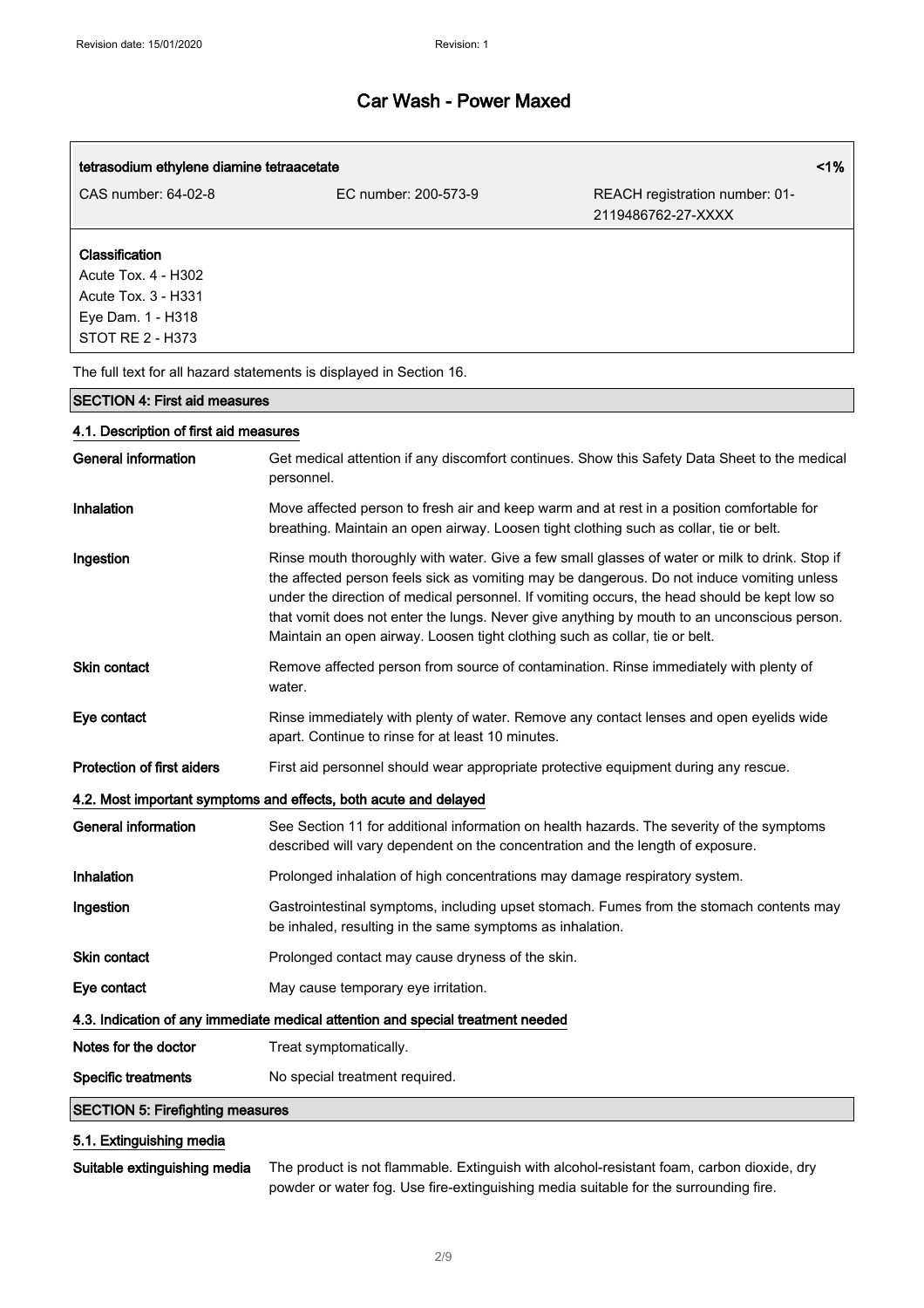| tetrasodium ethylene diamine tetraacetate | | <1% |
|---|---|---|
| CAS number: 64-02-8 | EC number: 200-573-9 | REACH registration number: 01-2119486762-27-XXXX |

**Classification**
Acute Tox. 4 - H302
Acute Tox. 3 - H331
Eye Dam. 1 - H318
STOT RE 2 - H373

The full text for all hazard statements is displayed in Section 16.

## SECTION 4: First aid measures

### 4.1. Description of first aid measures

| | |
|---|---|
| **General information** | Get medical attention if any discomfort continues. Show this Safety Data Sheet to the medical personnel. |
| **Inhalation** | Move affected person to fresh air and keep warm and at rest in a position comfortable for breathing. Maintain an open airway. Loosen tight clothing such as collar, tie or belt. |
| **Ingestion** | Rinse mouth thoroughly with water. Give a few small glasses of water or milk to drink. Stop if the affected person feels sick as vomiting may be dangerous. Do not induce vomiting unless under the direction of medical personnel. If vomiting occurs, the head should be kept low so that vomit does not enter the lungs. Never give anything by mouth to an unconscious person. Maintain an open airway. Loosen tight clothing such as collar, tie or belt. |
| **Skin contact** | Remove affected person from source of contamination. Rinse immediately with plenty of water. |
| **Eye contact** | Rinse immediately with plenty of water. Remove any contact lenses and open eyelids wide apart. Continue to rinse for at least 10 minutes. |
| **Protection of first aiders** | First aid personnel should wear appropriate protective equipment during any rescue. |

### 4.2. Most important symptoms and effects, both acute and delayed

| | |
|---|---|
| **General information** | See Section 11 for additional information on health hazards. The severity of the symptoms described will vary dependent on the concentration and the length of exposure. |
| **Inhalation** | Prolonged inhalation of high concentrations may damage respiratory system. |
| **Ingestion** | Gastrointestinal symptoms, including upset stomach. Fumes from the stomach contents may be inhaled, resulting in the same symptoms as inhalation. |
| **Skin contact** | Prolonged contact may cause dryness of the skin. |
| **Eye contact** | May cause temporary eye irritation. |

### 4.3. Indication of any immediate medical attention and special treatment needed

| | |
|---|---|
| **Notes for the doctor** | Treat symptomatically. |
| **Specific treatments** | No special treatment required. |

## SECTION 5: Firefighting measures

### 5.1. Extinguishing media

| | |
|---|---|
| **Suitable extinguishing media** | The product is not flammable. Extinguish with alcohol-resistant foam, carbon dioxide, dry powder or water fog. Use fire-extinguishing media suitable for the surrounding fire. |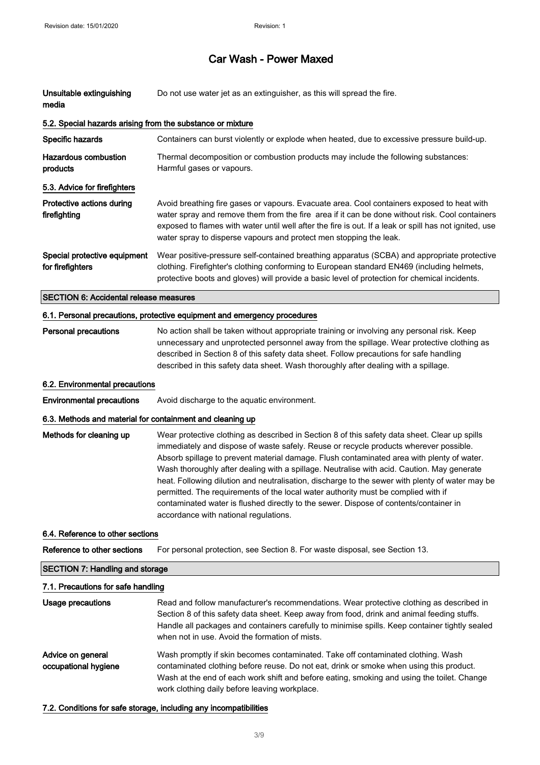| | |
|---|---|
| **Unsuitable extinguishing media** | Do not use water jet as an extinguisher, as this will spread the fire. |

### 5.2. Special hazards arising from the substance or mixture

| | |
|---|---|
| **Specific hazards** | Containers can burst violently or explode when heated, due to excessive pressure build-up. |
| **Hazardous combustion products** | Thermal decomposition or combustion products may include the following substances: Harmful gases or vapours. |

### 5.3. Advice for firefighters

| | |
|---|---|
| **Protective actions during firefighting** | Avoid breathing fire gases or vapours. Evacuate area. Cool containers exposed to heat with water spray and remove them from the fire area if it can be done without risk. Cool containers exposed to flames with water until well after the fire is out. If a leak or spill has not ignited, use water spray to disperse vapours and protect men stopping the leak. |
| **Special protective equipment for firefighters** | Wear positive-pressure self-contained breathing apparatus (SCBA) and appropriate protective clothing. Firefighter's clothing conforming to European standard EN469 (including helmets, protective boots and gloves) will provide a basic level of protection for chemical incidents. |

## SECTION 6: Accidental release measures

### 6.1. Personal precautions, protective equipment and emergency procedures

| | |
|---|---|
| **Personal precautions** | No action shall be taken without appropriate training or involving any personal risk. Keep unnecessary and unprotected personnel away from the spillage. Wear protective clothing as described in Section 8 of this safety data sheet. Follow precautions for safe handling described in this safety data sheet. Wash thoroughly after dealing with a spillage. |

### 6.2. Environmental precautions

| | |
|---|---|
| **Environmental precautions** | Avoid discharge to the aquatic environment. |

### 6.3. Methods and material for containment and cleaning up

| | |
|---|---|
| **Methods for cleaning up** | Wear protective clothing as described in Section 8 of this safety data sheet. Clear up spills immediately and dispose of waste safely. Reuse or recycle products wherever possible. Absorb spillage to prevent material damage. Flush contaminated area with plenty of water. Wash thoroughly after dealing with a spillage. Neutralise with acid. Caution. May generate heat. Following dilution and neutralisation, discharge to the sewer with plenty of water may be permitted. The requirements of the local water authority must be complied with if contaminated water is flushed directly to the sewer. Dispose of contents/container in accordance with national regulations. |

### 6.4. Reference to other sections

| | |
|---|---|
| **Reference to other sections** | For personal protection, see Section 8. For waste disposal, see Section 13. |

## SECTION 7: Handling and storage

### 7.1. Precautions for safe handling

| | |
|---|---|
| **Usage precautions** | Read and follow manufacturer's recommendations. Wear protective clothing as described in Section 8 of this safety data sheet. Keep away from food, drink and animal feeding stuffs. Handle all packages and containers carefully to minimise spills. Keep container tightly sealed when not in use. Avoid the formation of mists. |
| **Advice on general occupational hygiene** | Wash promptly if skin becomes contaminated. Take off contaminated clothing. Wash contaminated clothing before reuse. Do not eat, drink or smoke when using this product. Wash at the end of each work shift and before eating, smoking and using the toilet. Change work clothing daily before leaving workplace. |

### 7.2. Conditions for safe storage, including any incompatibilities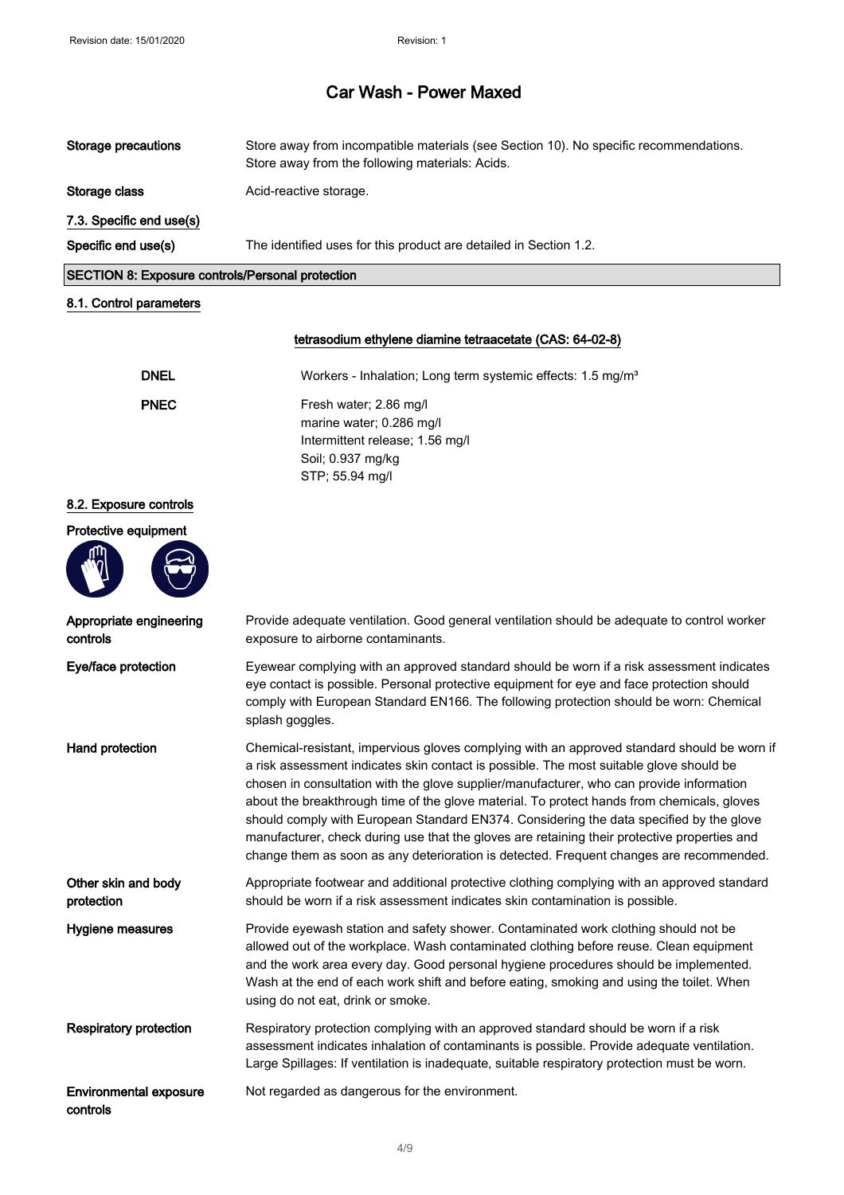| | |
|---|---|
| **Storage precautions** | Store away from incompatible materials (see Section 10). No specific recommendations. Store away from the following materials: Acids. |
| **Storage class** | Acid-reactive storage. |

**7.3. Specific end use(s)**

| | |
|---|---|
| **Specific end use(s)** | The identified uses for this product are detailed in Section 1.2. |

## SECTION 8: Exposure controls/Personal protection

**8.1. Control parameters**

**tetrasodium ethylene diamine tetraacetate (CAS: 64-02-8)**

| | |
|---|---|
| **DNEL** | Workers - Inhalation; Long term systemic effects: 1.5 mg/m³ |
| **PNEC** | Fresh water; 2.86 mg/l<br>marine water; 0.286 mg/l<br>Intermittent release; 1.56 mg/l<br>Soil; 0.937 mg/kg<br>STP; 55.94 mg/l |

**8.2. Exposure controls**

**Protective equipment**

| | |
|---|---|
| **Appropriate engineering controls** | Provide adequate ventilation. Good general ventilation should be adequate to control worker exposure to airborne contaminants. |
| **Eye/face protection** | Eyewear complying with an approved standard should be worn if a risk assessment indicates eye contact is possible. Personal protective equipment for eye and face protection should comply with European Standard EN166. The following protection should be worn: Chemical splash goggles. |
| **Hand protection** | Chemical-resistant, impervious gloves complying with an approved standard should be worn if a risk assessment indicates skin contact is possible. The most suitable glove should be chosen in consultation with the glove supplier/manufacturer, who can provide information about the breakthrough time of the glove material. To protect hands from chemicals, gloves should comply with European Standard EN374. Considering the data specified by the glove manufacturer, check during use that the gloves are retaining their protective properties and change them as soon as any deterioration is detected. Frequent changes are recommended. |
| **Other skin and body protection** | Appropriate footwear and additional protective clothing complying with an approved standard should be worn if a risk assessment indicates skin contamination is possible. |
| **Hygiene measures** | Provide eyewash station and safety shower. Contaminated work clothing should not be allowed out of the workplace. Wash contaminated clothing before reuse. Clean equipment and the work area every day. Good personal hygiene procedures should be implemented. Wash at the end of each work shift and before eating, smoking and using the toilet. When using do not eat, drink or smoke. |
| **Respiratory protection** | Respiratory protection complying with an approved standard should be worn if a risk assessment indicates inhalation of contaminants is possible. Provide adequate ventilation. Large Spillages: If ventilation is inadequate, suitable respiratory protection must be worn. |
| **Environmental exposure controls** | Not regarded as dangerous for the environment. |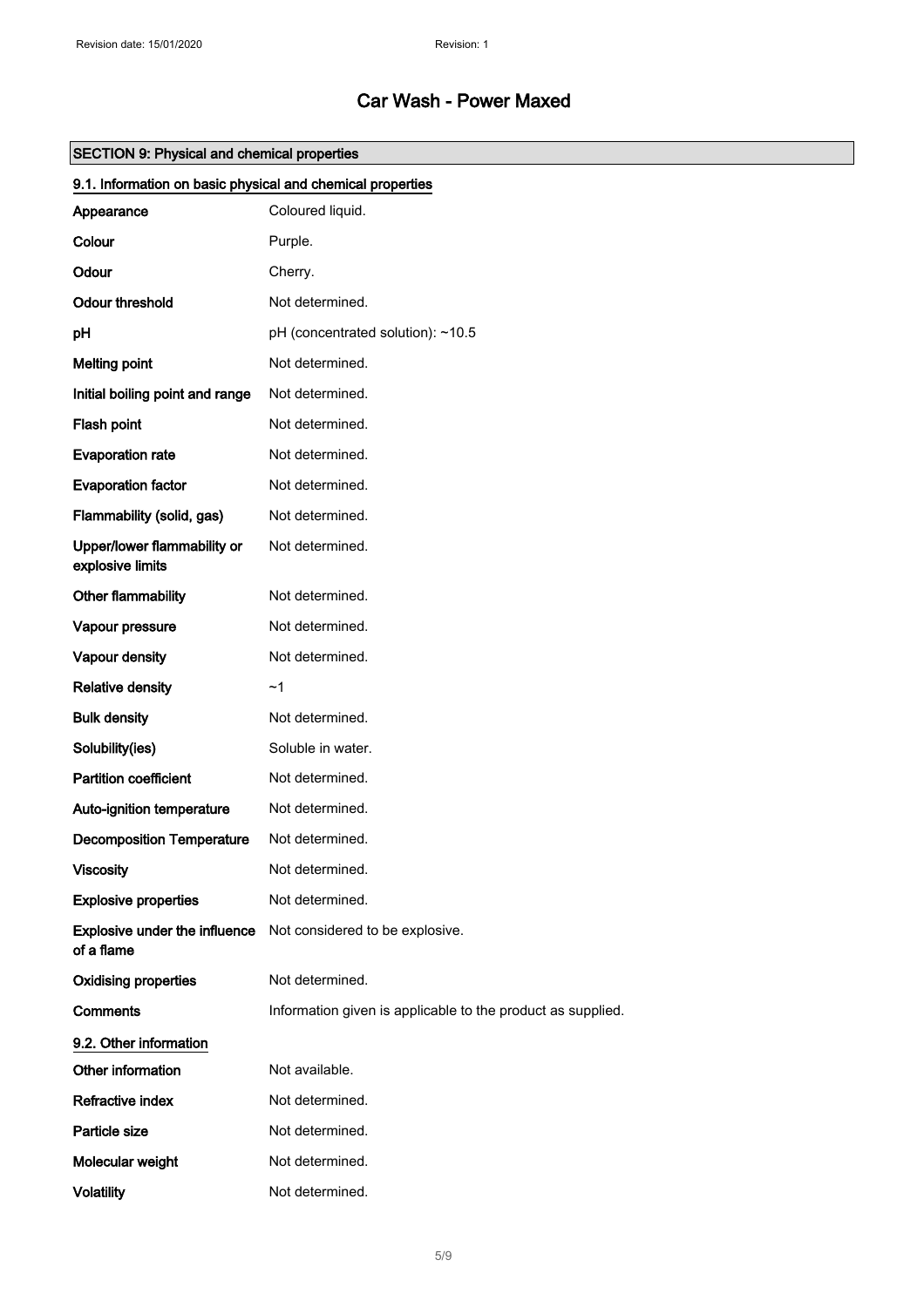# Car Wash - Power Maxed

## SECTION 9: Physical and chemical properties

### 9.1. Information on basic physical and chemical properties

| | |
|---|---|
| **Appearance** | Coloured liquid. |
| **Colour** | Purple. |
| **Odour** | Cherry. |
| **Odour threshold** | Not determined. |
| **pH** | pH (concentrated solution): ~10.5 |
| **Melting point** | Not determined. |
| **Initial boiling point and range** | Not determined. |
| **Flash point** | Not determined. |
| **Evaporation rate** | Not determined. |
| **Evaporation factor** | Not determined. |
| **Flammability (solid, gas)** | Not determined. |
| **Upper/lower flammability or explosive limits** | Not determined. |
| **Other flammability** | Not determined. |
| **Vapour pressure** | Not determined. |
| **Vapour density** | Not determined. |
| **Relative density** | ~1 |
| **Bulk density** | Not determined. |
| **Solubility(ies)** | Soluble in water. |
| **Partition coefficient** | Not determined. |
| **Auto-ignition temperature** | Not determined. |
| **Decomposition Temperature** | Not determined. |
| **Viscosity** | Not determined. |
| **Explosive properties** | Not determined. |
| **Explosive under the influence of a flame** | Not considered to be explosive. |
| **Oxidising properties** | Not determined. |
| **Comments** | Information given is applicable to the product as supplied. |

### 9.2. Other information

| | |
|---|---|
| **Other information** | Not available. |
| **Refractive index** | Not determined. |
| **Particle size** | Not determined. |
| **Molecular weight** | Not determined. |
| **Volatility** | Not determined. |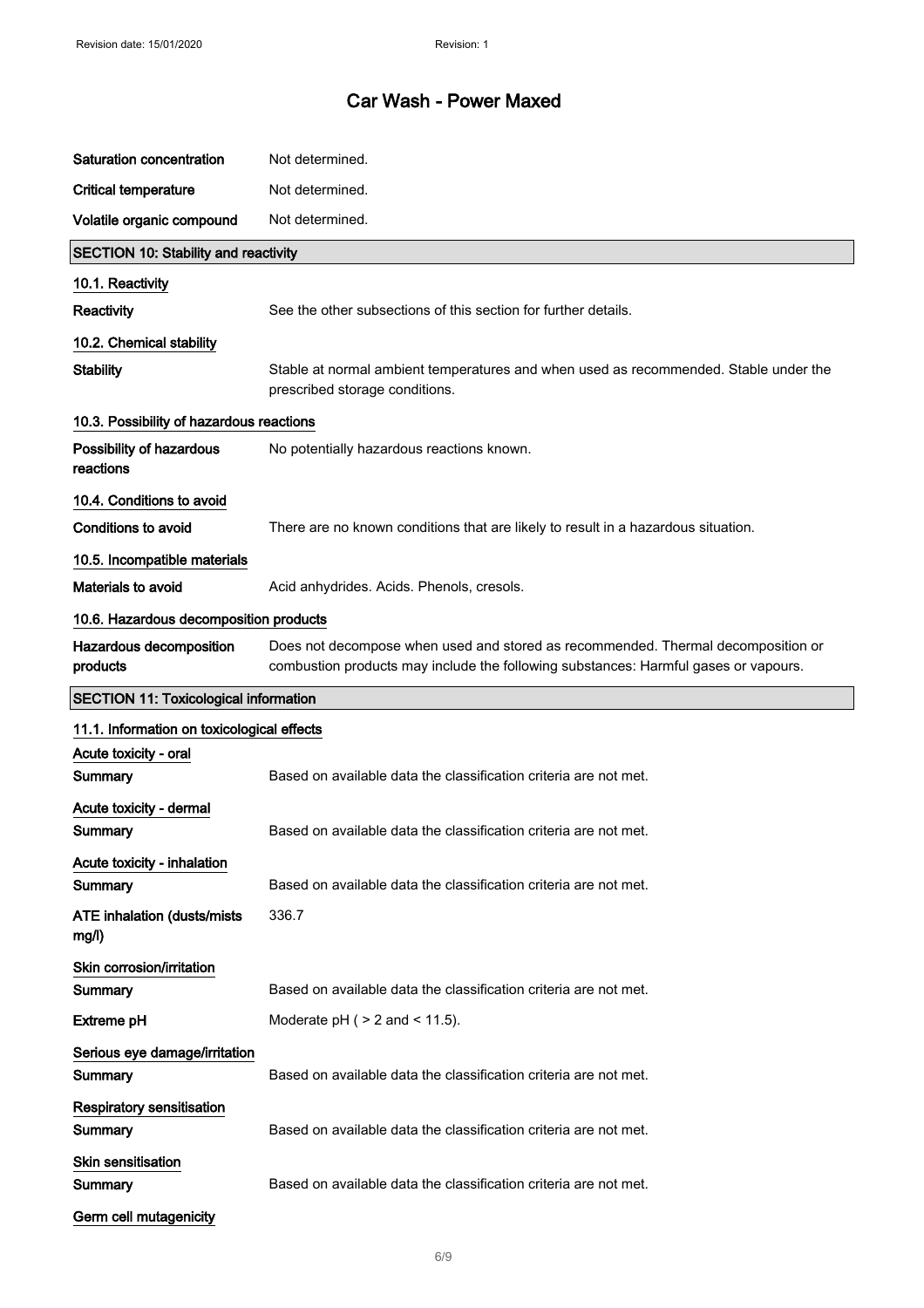| | |
|---|---|
| **Saturation concentration** | Not determined. |
| **Critical temperature** | Not determined. |
| **Volatile organic compound** | Not determined. |

## SECTION 10: Stability and reactivity

### 10.1. Reactivity

**Reactivity** See the other subsections of this section for further details.

### 10.2. Chemical stability

**Stability** Stable at normal ambient temperatures and when used as recommended. Stable under the prescribed storage conditions.

### 10.3. Possibility of hazardous reactions

**Possibility of hazardous reactions** No potentially hazardous reactions known.

### 10.4. Conditions to avoid

**Conditions to avoid** There are no known conditions that are likely to result in a hazardous situation.

### 10.5. Incompatible materials

**Materials to avoid** Acid anhydrides. Acids. Phenols, cresols.

### 10.6. Hazardous decomposition products

**Hazardous decomposition products** Does not decompose when used and stored as recommended. Thermal decomposition or combustion products may include the following substances: Harmful gases or vapours.

## SECTION 11: Toxicological information

### 11.1. Information on toxicological effects

**Acute toxicity - oral**

**Summary** Based on available data the classification criteria are not met.

**Acute toxicity - dermal**

**Summary** Based on available data the classification criteria are not met.

**Acute toxicity - inhalation**

**Summary** Based on available data the classification criteria are not met.

**ATE inhalation (dusts/mists mg/l)** 336.7

**Skin corrosion/irritation**

**Summary** Based on available data the classification criteria are not met.

**Extreme pH** Moderate pH ( > 2 and < 11.5).

**Serious eye damage/irritation**

**Summary** Based on available data the classification criteria are not met.

**Respiratory sensitisation**

**Summary** Based on available data the classification criteria are not met.

**Skin sensitisation**

**Summary** Based on available data the classification criteria are not met.

**Germ cell mutagenicity**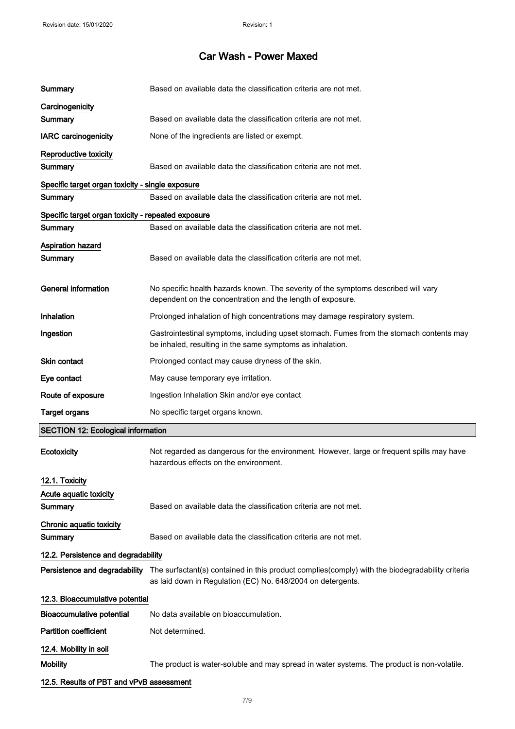**Summary** Based on available data the classification criteria are not met.

**Carcinogenicity**

**Summary** Based on available data the classification criteria are not met.

**IARC carcinogenicity** None of the ingredients are listed or exempt.

**Reproductive toxicity**

**Summary** Based on available data the classification criteria are not met.

**Specific target organ toxicity - single exposure**

**Summary** Based on available data the classification criteria are not met.

**Specific target organ toxicity - repeated exposure**

**Summary** Based on available data the classification criteria are not met.

**Aspiration hazard**

**Summary** Based on available data the classification criteria are not met.

**General information** No specific health hazards known. The severity of the symptoms described will vary dependent on the concentration and the length of exposure.

**Inhalation** Prolonged inhalation of high concentrations may damage respiratory system.

**Ingestion** Gastrointestinal symptoms, including upset stomach. Fumes from the stomach contents may be inhaled, resulting in the same symptoms as inhalation.

**Skin contact** Prolonged contact may cause dryness of the skin.

**Eye contact** May cause temporary eye irritation.

**Route of exposure** Ingestion Inhalation Skin and/or eye contact

**Target organs** No specific target organs known.

## SECTION 12: Ecological information

**Ecotoxicity** Not regarded as dangerous for the environment. However, large or frequent spills may have hazardous effects on the environment.

### 12.1. Toxicity

**Acute aquatic toxicity**

**Summary** Based on available data the classification criteria are not met.

**Chronic aquatic toxicity**

**Summary** Based on available data the classification criteria are not met.

### 12.2. Persistence and degradability

**Persistence and degradability** The surfactant(s) contained in this product complies(comply) with the biodegradability criteria as laid down in Regulation (EC) No. 648/2004 on detergents.

### 12.3. Bioaccumulative potential

**Bioaccumulative potential** No data available on bioaccumulation.

**Partition coefficient** Not determined.

### 12.4. Mobility in soil

**Mobility** The product is water-soluble and may spread in water systems. The product is non-volatile.

### 12.5. Results of PBT and vPvB assessment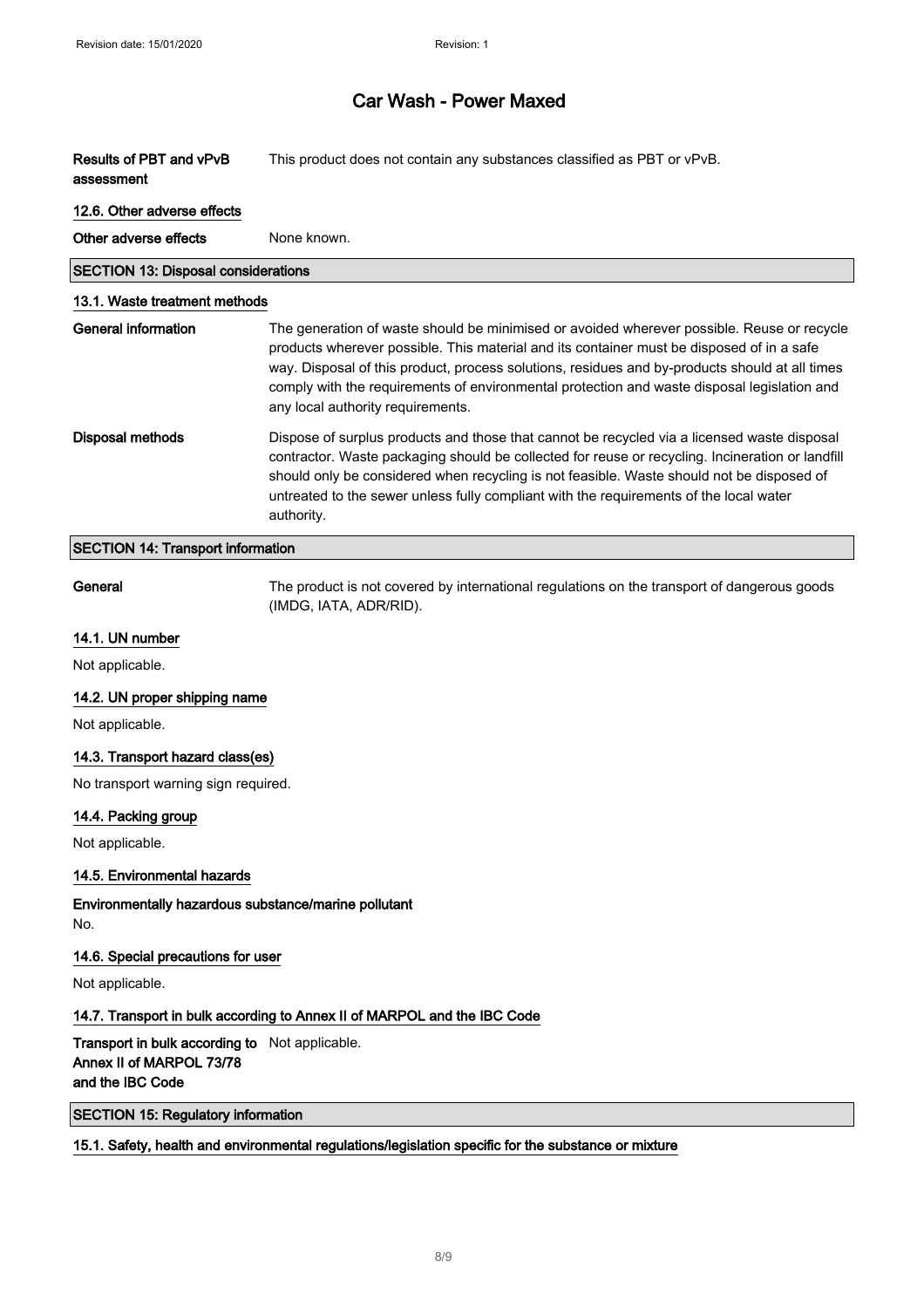**Results of PBT and vPvB assessment**: This product does not contain any substances classified as PBT or vPvB.

#### 12.6. Other adverse effects

**Other adverse effects**: None known.

## SECTION 13: Disposal considerations

### 13.1. Waste treatment methods

**General information**: The generation of waste should be minimised or avoided wherever possible. Reuse or recycle products wherever possible. This material and its container must be disposed of in a safe way. Disposal of this product, process solutions, residues and by-products should at all times comply with the requirements of environmental protection and waste disposal legislation and any local authority requirements.

**Disposal methods**: Dispose of surplus products and those that cannot be recycled via a licensed waste disposal contractor. Waste packaging should be collected for reuse or recycling. Incineration or landfill should only be considered when recycling is not feasible. Waste should not be disposed of untreated to the sewer unless fully compliant with the requirements of the local water authority.

## SECTION 14: Transport information

**General**: The product is not covered by international regulations on the transport of dangerous goods (IMDG, IATA, ADR/RID).

### 14.1. UN number

Not applicable.

### 14.2. UN proper shipping name

Not applicable.

### 14.3. Transport hazard class(es)

No transport warning sign required.

### 14.4. Packing group

Not applicable.

### 14.5. Environmental hazards

**Environmentally hazardous substance/marine pollutant**

No.

### 14.6. Special precautions for user

Not applicable.

### 14.7. Transport in bulk according to Annex II of MARPOL and the IBC Code

**Transport in bulk according to Annex II of MARPOL 73/78 and the IBC Code**: Not applicable.

## SECTION 15: Regulatory information

### 15.1. Safety, health and environmental regulations/legislation specific for the substance or mixture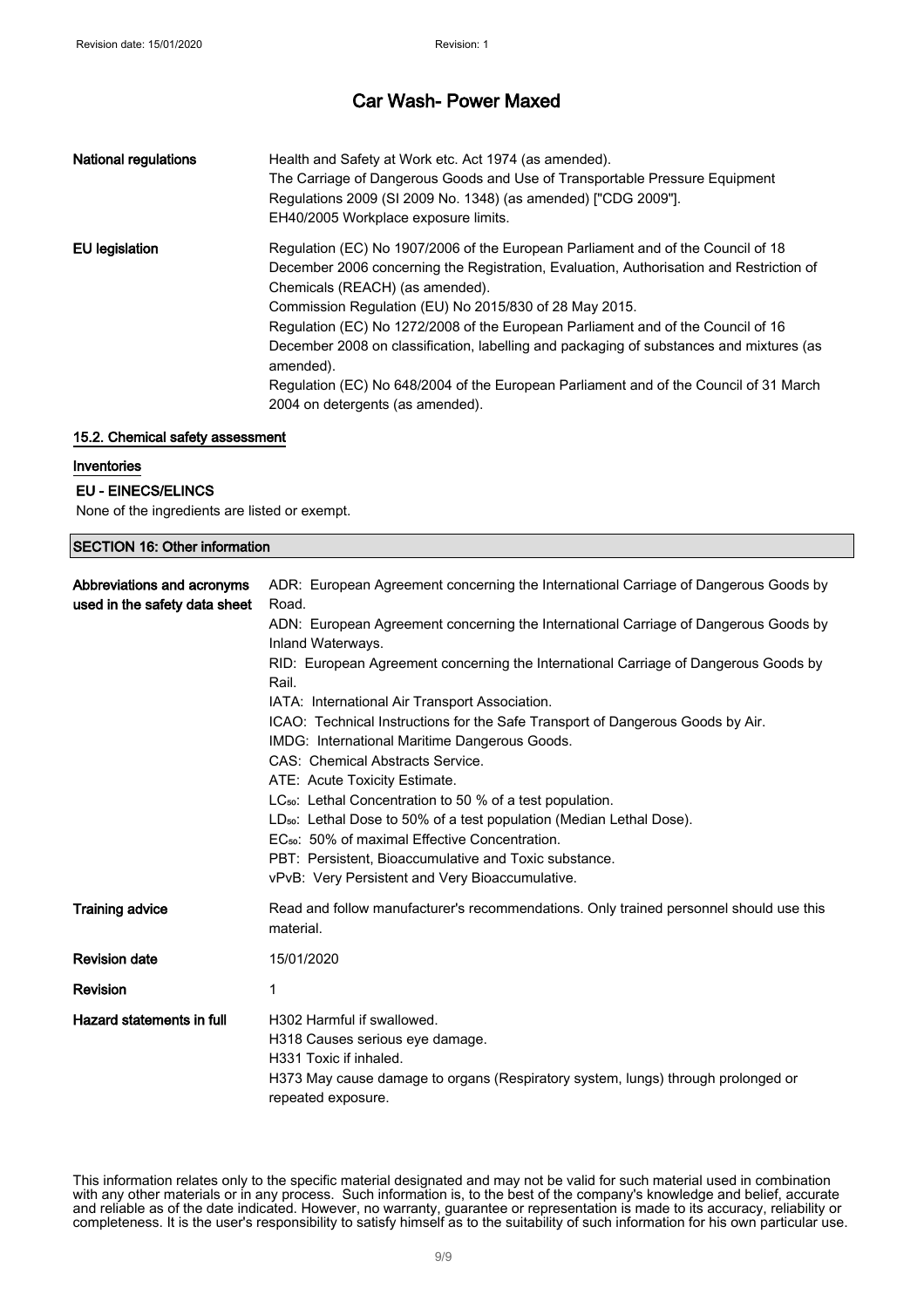# Car Wash- Power Maxed

| | |
|---|---|
| **National regulations** | Health and Safety at Work etc. Act 1974 (as amended).<br>The Carriage of Dangerous Goods and Use of Transportable Pressure Equipment Regulations 2009 (SI 2009 No. 1348) (as amended) ["CDG 2009"].<br>EH40/2005 Workplace exposure limits. |
| **EU legislation** | Regulation (EC) No 1907/2006 of the European Parliament and of the Council of 18 December 2006 concerning the Registration, Evaluation, Authorisation and Restriction of Chemicals (REACH) (as amended).<br>Commission Regulation (EU) No 2015/830 of 28 May 2015.<br>Regulation (EC) No 1272/2008 of the European Parliament and of the Council of 16 December 2008 on classification, labelling and packaging of substances and mixtures (as amended).<br>Regulation (EC) No 648/2004 of the European Parliament and of the Council of 31 March 2004 on detergents (as amended). |

### 15.2. Chemical safety assessment

#### Inventories

**EU - EINECS/ELINCS**

None of the ingredients are listed or exempt.

## SECTION 16: Other information

| | |
|---|---|
| **Abbreviations and acronyms used in the safety data sheet** | ADR: European Agreement concerning the International Carriage of Dangerous Goods by Road.<br>ADN: European Agreement concerning the International Carriage of Dangerous Goods by Inland Waterways.<br>RID: European Agreement concerning the International Carriage of Dangerous Goods by Rail.<br>IATA: International Air Transport Association.<br>ICAO: Technical Instructions for the Safe Transport of Dangerous Goods by Air.<br>IMDG: International Maritime Dangerous Goods.<br>CAS: Chemical Abstracts Service.<br>ATE: Acute Toxicity Estimate.<br>$LC_{50}$: Lethal Concentration to 50 % of a test population.<br>$LD_{50}$: Lethal Dose to 50% of a test population (Median Lethal Dose).<br>$EC_{50}$: 50% of maximal Effective Concentration.<br>PBT: Persistent, Bioaccumulative and Toxic substance.<br>vPvB: Very Persistent and Very Bioaccumulative. |
| **Training advice** | Read and follow manufacturer's recommendations. Only trained personnel should use this material. |
| **Revision date** | 15/01/2020 |
| **Revision** | 1 |
| **Hazard statements in full** | H302 Harmful if swallowed.<br>H318 Causes serious eye damage.<br>H331 Toxic if inhaled.<br>H373 May cause damage to organs (Respiratory system, lungs) through prolonged or repeated exposure. |

This information relates only to the specific material designated and may not be valid for such material used in combination with any other materials or in any process. Such information is, to the best of the company's knowledge and belief, accurate and reliable as of the date indicated. However, no warranty, guarantee or representation is made to its accuracy, reliability or completeness. It is the user's responsibility to satisfy himself as to the suitability of such information for his own particular use.